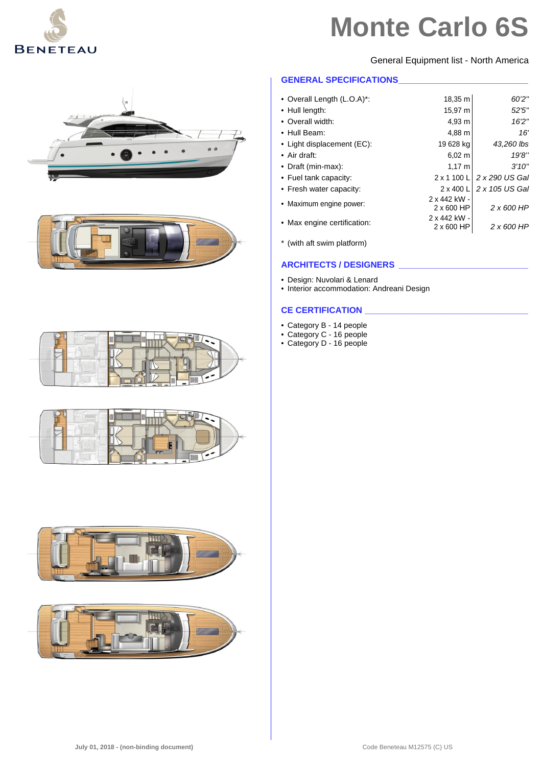# Monte Carlo 6S

BENETEAU

General Equipment list - North America

## GENERAL SPECIFICATIONS

| | | |
|---|---|---|
| • Overall Length (L.O.A)*: | 18,35 m | *60'2''* |
| • Hull length: | 15,97 m | *52'5''* |
| • Overall width: | 4,93 m | *16'2''* |
| • Hull Beam: | 4,88 m | *16'* |
| • Light displacement (EC): | 19 628 kg | *43,260 lbs* |
| • Air draft: | 6,02 m | *19'8''* |
| • Draft (min-max): | 1,17 m | *3'10''* |
| • Fuel tank capacity: | 2 x 1 100 L | *2 x 290 US Gal* |
| • Fresh water capacity: | 2 x 400 L | *2 x 105 US Gal* |
| • Maximum engine power: | 2 x 442 kW - 2 x 600 HP | *2 x 600 HP* |
| • Max engine certification: | 2 x 442 kW - 2 x 600 HP | *2 x 600 HP* |

* (with aft swim platform)

## ARCHITECTS / DESIGNERS

- Design: Nuvolari & Lenard
- Interior accommodation: Andreani Design

## CE CERTIFICATION

- Category B - 14 people
- Category C - 16 people
- Category D - 16 people

July 01, 2018 - (non-binding document)

Code Beneteau M12575 (C) US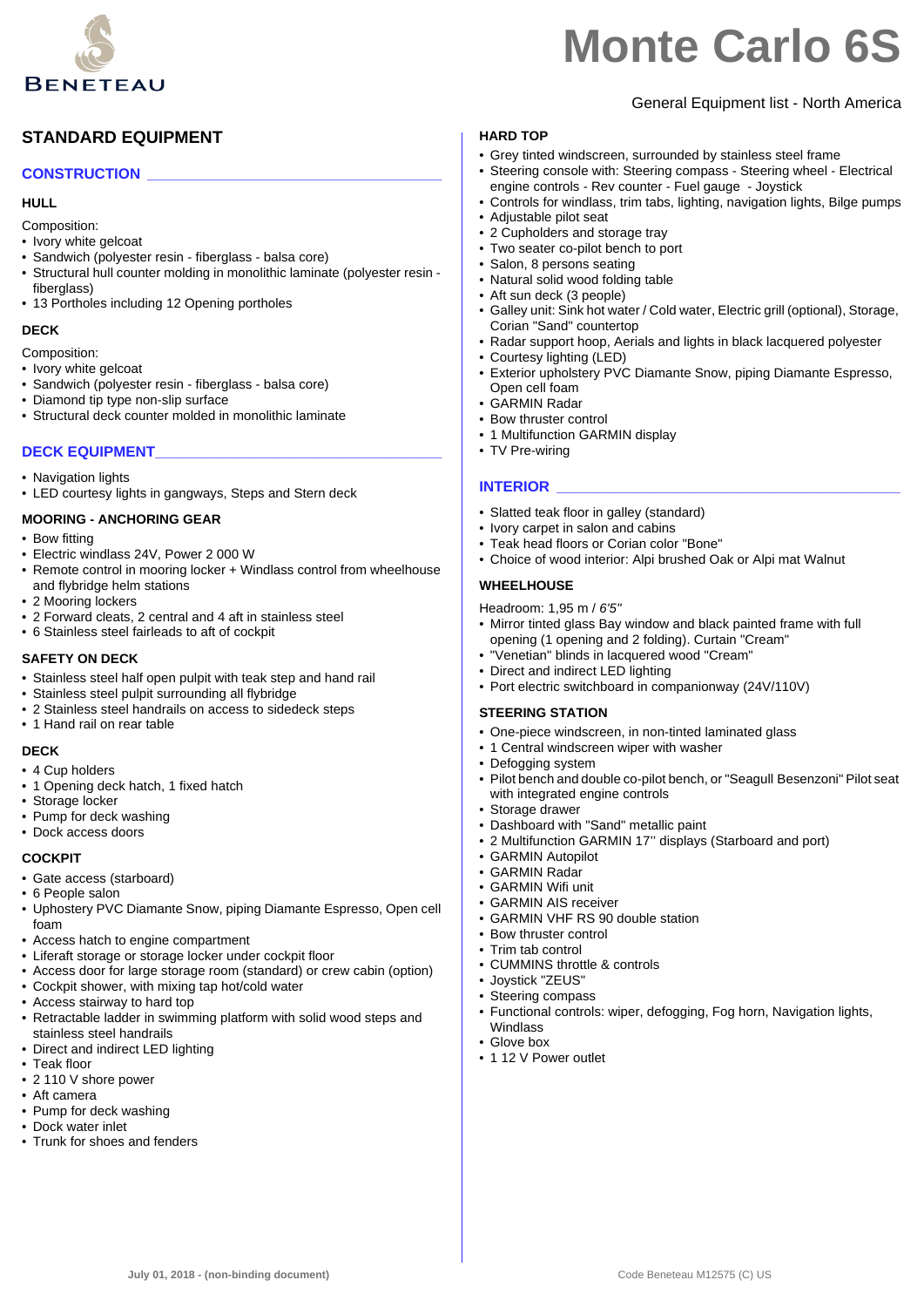# Monte Carlo 6S

General Equipment list - North America

## STANDARD EQUIPMENT

### CONSTRUCTION

#### HULL

Composition:

- Ivory white gelcoat
- Sandwich (polyester resin - fiberglass - balsa core)
- Structural hull counter molding in monolithic laminate (polyester resin - fiberglass)
- 13 Portholes including 12 Opening portholes

#### DECK

Composition:

- Ivory white gelcoat
- Sandwich (polyester resin - fiberglass - balsa core)
- Diamond tip type non-slip surface
- Structural deck counter molded in monolithic laminate

### DECK EQUIPMENT

- Navigation lights
- LED courtesy lights in gangways, Steps and Stern deck

#### MOORING - ANCHORING GEAR

- Bow fitting
- Electric windlass 24V, Power 2 000 W
- Remote control in mooring locker + Windlass control from wheelhouse and flybridge helm stations
- 2 Mooring lockers
- 2 Forward cleats, 2 central and 4 aft in stainless steel
- 6 Stainless steel fairleads to aft of cockpit

#### SAFETY ON DECK

- Stainless steel half open pulpit with teak step and hand rail
- Stainless steel pulpit surrounding all flybridge
- 2 Stainless steel handrails on access to sidedeck steps
- 1 Hand rail on rear table

#### DECK

- 4 Cup holders
- 1 Opening deck hatch, 1 fixed hatch
- Storage locker
- Pump for deck washing
- Dock access doors

#### COCKPIT

- Gate access (starboard)
- 6 People salon
- Uphostery PVC Diamante Snow, piping Diamante Espresso, Open cell foam
- Access hatch to engine compartment
- Liferaft storage or storage locker under cockpit floor
- Access door for large storage room (standard) or crew cabin (option)
- Cockpit shower, with mixing tap hot/cold water
- Access stairway to hard top
- Retractable ladder in swimming platform with solid wood steps and stainless steel handrails
- Direct and indirect LED lighting
- Teak floor
- 2 110 V shore power
- Aft camera
- Pump for deck washing
- Dock water inlet
- Trunk for shoes and fenders

#### HARD TOP

- Grey tinted windscreen, surrounded by stainless steel frame
- Steering console with: Steering compass - Steering wheel - Electrical engine controls - Rev counter - Fuel gauge - Joystick
- Controls for windlass, trim tabs, lighting, navigation lights, Bilge pumps
- Adjustable pilot seat
- 2 Cupholders and storage tray
- Two seater co-pilot bench to port
- Salon, 8 persons seating
- Natural solid wood folding table
- Aft sun deck (3 people)
- Galley unit: Sink hot water / Cold water, Electric grill (optional), Storage, Corian "Sand" countertop
- Radar support hoop, Aerials and lights in black lacquered polyester
- Courtesy lighting (LED)
- Exterior upholstery PVC Diamante Snow, piping Diamante Espresso, Open cell foam
- GARMIN Radar
- Bow thruster control
- 1 Multifunction GARMIN display
- TV Pre-wiring

### INTERIOR

- Slatted teak floor in galley (standard)
- Ivory carpet in salon and cabins
- Teak head floors or Corian color "Bone"
- Choice of wood interior: Alpi brushed Oak or Alpi mat Walnut

#### WHEELHOUSE

Headroom: 1,95 m / *6'5"*

- Mirror tinted glass Bay window and black painted frame with full opening (1 opening and 2 folding). Curtain "Cream"
- "Venetian" blinds in lacquered wood "Cream"
- Direct and indirect LED lighting
- Port electric switchboard in companionway (24V/110V)

#### STEERING STATION

- One-piece windscreen, in non-tinted laminated glass
- 1 Central windscreen wiper with washer
- Defogging system
- Pilot bench and double co-pilot bench, or "Seagull Besenzoni" Pilot seat with integrated engine controls
- Storage drawer
- Dashboard with "Sand" metallic paint
- 2 Multifunction GARMIN 17'' displays (Starboard and port)
- GARMIN Autopilot
- GARMIN Radar
- GARMIN Wifi unit
- GARMIN AIS receiver
- GARMIN VHF RS 90 double station
- Bow thruster control
- Trim tab control
- CUMMINS throttle & controls
- Joystick "ZEUS"
- Steering compass
- Functional controls: wiper, defogging, Fog horn, Navigation lights, Windlass
- Glove box
- 1 12 V Power outlet

July 01, 2018 - (non-binding document)

Code Beneteau M12575 (C) US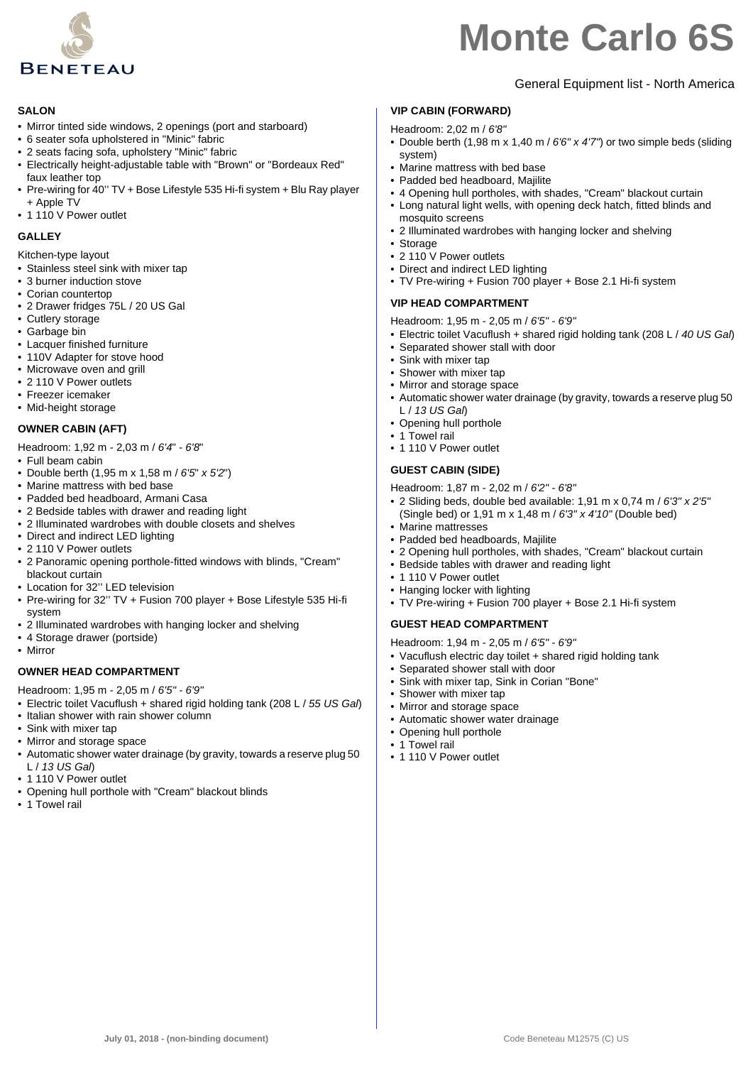# Monte Carlo 6S

General Equipment list - North America

## SALON

- Mirror tinted side windows, 2 openings (port and starboard)
- 6 seater sofa upholstered in "Minic" fabric
- 2 seats facing sofa, upholstery "Minic" fabric
- Electrically height-adjustable table with "Brown" or "Bordeaux Red" faux leather top
- Pre-wiring for 40'' TV + Bose Lifestyle 535 Hi-fi system + Blu Ray player + Apple TV
- 1 110 V Power outlet

## GALLEY

Kitchen-type layout

- Stainless steel sink with mixer tap
- 3 burner induction stove
- Corian countertop
- 2 Drawer fridges 75L / 20 US Gal
- Cutlery storage
- Garbage bin
- Lacquer finished furniture
- 110V Adapter for stove hood
- Microwave oven and grill
- 2 110 V Power outlets
- Freezer icemaker
- Mid-height storage

## OWNER CABIN (AFT)

Headroom: 1,92 m - 2,03 m / *6'4" - 6'8"*

- Full beam cabin
- Double berth (1,95 m x 1,58 m / *6'5" x 5'2"*)
- Marine mattress with bed base
- Padded bed headboard, Armani Casa
- 2 Bedside tables with drawer and reading light
- 2 Illuminated wardrobes with double closets and shelves
- Direct and indirect LED lighting
- 2 110 V Power outlets
- 2 Panoramic opening porthole-fitted windows with blinds, "Cream" blackout curtain
- Location for 32'' LED television
- Pre-wiring for 32'' TV + Fusion 700 player + Bose Lifestyle 535 Hi-fi system
- 2 Illuminated wardrobes with hanging locker and shelving
- 4 Storage drawer (portside)
- Mirror

## OWNER HEAD COMPARTMENT

Headroom: 1,95 m - 2,05 m / *6'5" - 6'9"*

- Electric toilet Vacuflush + shared rigid holding tank (208 L / *55 US Gal*)
- Italian shower with rain shower column
- Sink with mixer tap
- Mirror and storage space
- Automatic shower water drainage (by gravity, towards a reserve plug 50 L / *13 US Gal*)
- 1 110 V Power outlet
- Opening hull porthole with "Cream" blackout blinds
- 1 Towel rail

## VIP CABIN (FORWARD)

Headroom: 2,02 m / *6'8"*

- Double berth (1,98 m x 1,40 m / *6'6" x 4'7"*) or two simple beds (sliding system)
- Marine mattress with bed base
- Padded bed headboard, Majilite
- 4 Opening hull portholes, with shades, "Cream" blackout curtain
- Long natural light wells, with opening deck hatch, fitted blinds and mosquito screens
- 2 Illuminated wardrobes with hanging locker and shelving
- Storage
- 2 110 V Power outlets
- Direct and indirect LED lighting
- TV Pre-wiring + Fusion 700 player + Bose 2.1 Hi-fi system

## VIP HEAD COMPARTMENT

Headroom: 1,95 m - 2,05 m / *6'5" - 6'9"*

- Electric toilet Vacuflush + shared rigid holding tank (208 L / *40 US Gal*)
- Separated shower stall with door
- Sink with mixer tap
- Shower with mixer tap
- Mirror and storage space
- Automatic shower water drainage (by gravity, towards a reserve plug 50 L / *13 US Gal*)
- Opening hull porthole
- 1 Towel rail
- 1 110 V Power outlet

## GUEST CABIN (SIDE)

Headroom: 1,87 m - 2,02 m / *6'2" - 6'8"*

- 2 Sliding beds, double bed available: 1,91 m x 0,74 m / *6'3" x 2'5"* (Single bed) or 1,91 m x 1,48 m / *6'3" x 4'10"* (Double bed)
- Marine mattresses
- Padded bed headboards, Majilite
- 2 Opening hull portholes, with shades, "Cream" blackout curtain
- Bedside tables with drawer and reading light
- 1 110 V Power outlet
- Hanging locker with lighting
- TV Pre-wiring + Fusion 700 player + Bose 2.1 Hi-fi system

## GUEST HEAD COMPARTMENT

Headroom: 1,94 m - 2,05 m / *6'5" - 6'9"*

- Vacuflush electric day toilet + shared rigid holding tank
- Separated shower stall with door
- Sink with mixer tap, Sink in Corian "Bone"
- Shower with mixer tap
- Mirror and storage space
- Automatic shower water drainage
- Opening hull porthole
- 1 Towel rail
- 1 110 V Power outlet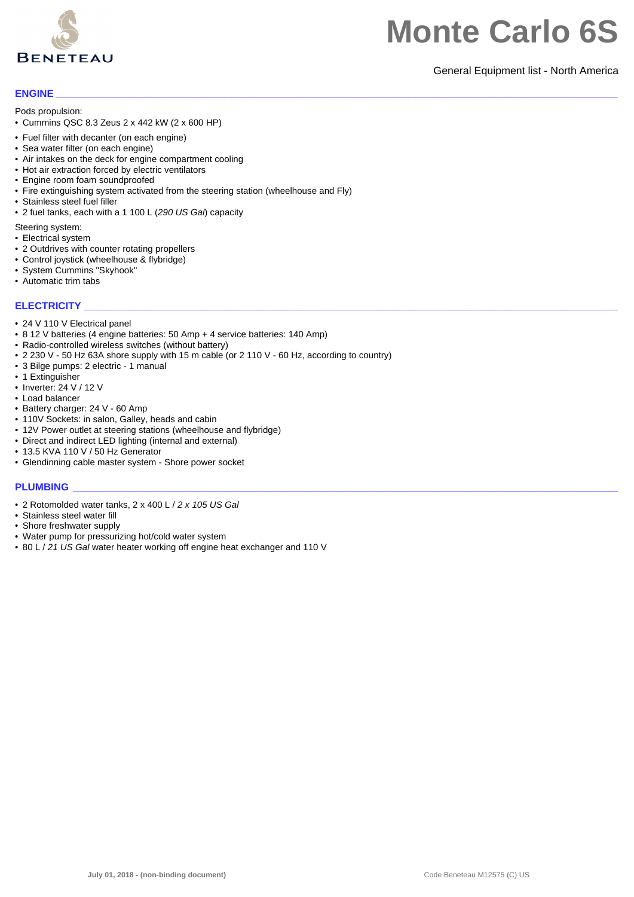# Monte Carlo 6S

General Equipment list - North America

## ENGINE

Pods propulsion:
- Cummins QSC 8.3 Zeus 2 x 442 kW (2 x 600 HP)

- Fuel filter with decanter (on each engine)
- Sea water filter (on each engine)
- Air intakes on the deck for engine compartment cooling
- Hot air extraction forced by electric ventilators
- Engine room foam soundproofed
- Fire extinguishing system activated from the steering station (wheelhouse and Fly)
- Stainless steel fuel filler
- 2 fuel tanks, each with a 1 100 L (*290 US Gal*) capacity

Steering system:
- Electrical system
- 2 Outdrives with counter rotating propellers
- Control joystick (wheelhouse & flybridge)
- System Cummins "Skyhook"
- Automatic trim tabs

## ELECTRICITY

- 24 V 110 V Electrical panel
- 8 12 V batteries (4 engine batteries: 50 Amp + 4 service batteries: 140 Amp)
- Radio-controlled wireless switches (without battery)
- 2 230 V - 50 Hz 63A shore supply with 15 m cable (or 2 110 V - 60 Hz, according to country)
- 3 Bilge pumps: 2 electric - 1 manual
- 1 Extinguisher
- Inverter: 24 V / 12 V
- Load balancer
- Battery charger: 24 V - 60 Amp
- 110V Sockets: in salon, Galley, heads and cabin
- 12V Power outlet at steering stations (wheelhouse and flybridge)
- Direct and indirect LED lighting (internal and external)
- 13.5 KVA 110 V / 50 Hz Generator
- Glendinning cable master system - Shore power socket

## PLUMBING

- 2 Rotomolded water tanks, 2 x 400 L / *2 x 105 US Gal*
- Stainless steel water fill
- Shore freshwater supply
- Water pump for pressurizing hot/cold water system
- 80 L / *21 US Gal* water heater working off engine heat exchanger and 110 V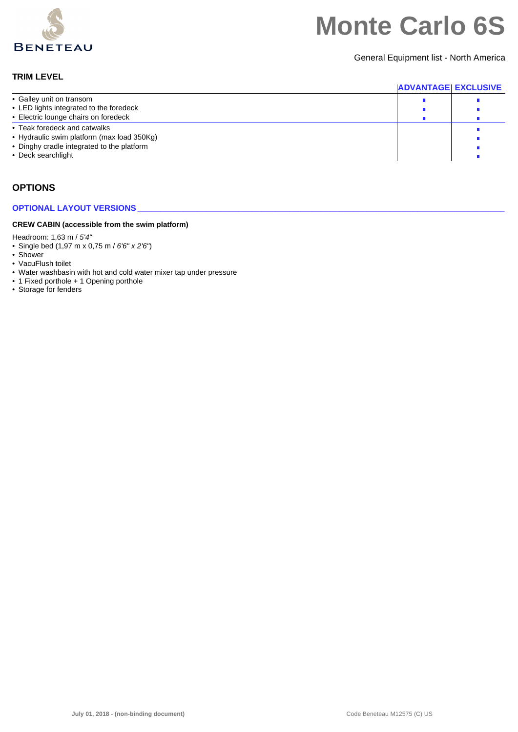### TRIM LEVEL

| | ADVANTAGE | EXCLUSIVE |
|---|---|---|
| • Galley unit on transom | ■ | ■ |
| • LED lights integrated to the foredeck | ■ | ■ |
| • Electric lounge chairs on foredeck | ■ | ■ |
| • Teak foredeck and catwalks | | ■ |
| • Hydraulic swim platform (max load 350Kg) | | ■ |
| • Dinghy cradle integrated to the platform | | ■ |
| • Deck searchlight | | ■ |

## OPTIONS

### OPTIONAL LAYOUT VERSIONS

**CREW CABIN (accessible from the swim platform)**

Headroom: 1,63 m / *5'4"*

- Single bed (1,97 m x 0,75 m / *6'6" x 2'6"*)
- Shower
- VacuFlush toilet
- Water washbasin with hot and cold water mixer tap under pressure
- 1 Fixed porthole + 1 Opening porthole
- Storage for fenders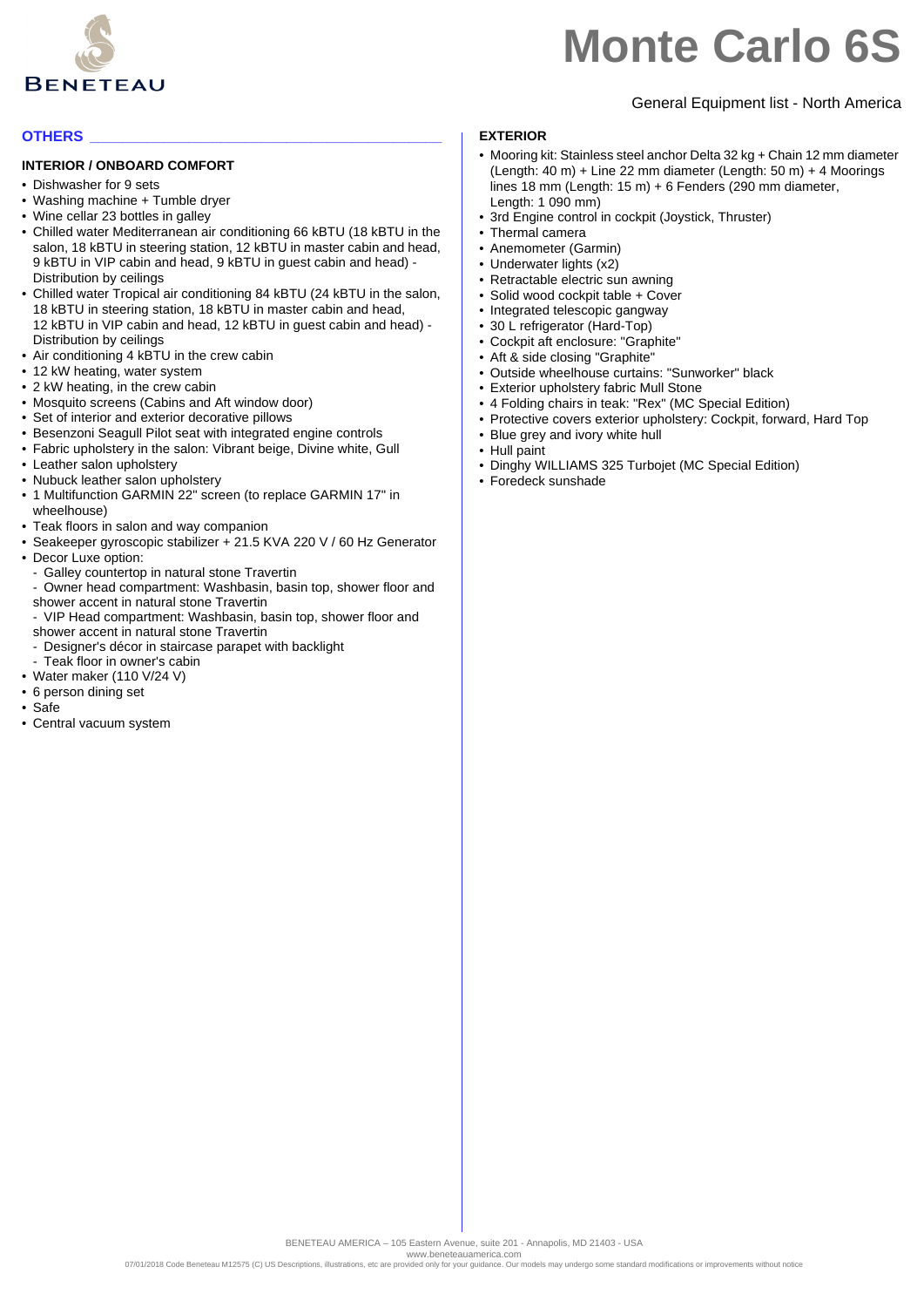# Monte Carlo 6S

General Equipment list - North America

## OTHERS

### INTERIOR / ONBOARD COMFORT

- Dishwasher for 9 sets
- Washing machine + Tumble dryer
- Wine cellar 23 bottles in galley
- Chilled water Mediterranean air conditioning 66 kBTU (18 kBTU in the salon, 18 kBTU in steering station, 12 kBTU in master cabin and head, 9 kBTU in VIP cabin and head, 9 kBTU in guest cabin and head) - Distribution by ceilings
- Chilled water Tropical air conditioning 84 kBTU (24 kBTU in the salon, 18 kBTU in steering station, 18 kBTU in master cabin and head, 12 kBTU in VIP cabin and head, 12 kBTU in guest cabin and head) - Distribution by ceilings
- Air conditioning 4 kBTU in the crew cabin
- 12 kW heating, water system
- 2 kW heating, in the crew cabin
- Mosquito screens (Cabins and Aft window door)
- Set of interior and exterior decorative pillows
- Besenzoni Seagull Pilot seat with integrated engine controls
- Fabric upholstery in the salon: Vibrant beige, Divine white, Gull
- Leather salon upholstery
- Nubuck leather salon upholstery
- 1 Multifunction GARMIN 22" screen (to replace GARMIN 17" in wheelhouse)
- Teak floors in salon and way companion
- Seakeeper gyroscopic stabilizer + 21.5 KVA 220 V / 60 Hz Generator
- Decor Luxe option:
  - Galley countertop in natural stone Travertin
  - Owner head compartment: Washbasin, basin top, shower floor and shower accent in natural stone Travertin
  - VIP Head compartment: Washbasin, basin top, shower floor and shower accent in natural stone Travertin
  - Designer's décor in staircase parapet with backlight
  - Teak floor in owner's cabin
- Water maker (110 V/24 V)
- 6 person dining set
- Safe
- Central vacuum system

### EXTERIOR

- Mooring kit: Stainless steel anchor Delta 32 kg + Chain 12 mm diameter (Length: 40 m) + Line 22 mm diameter (Length: 50 m) + 4 Moorings lines 18 mm (Length: 15 m) + 6 Fenders (290 mm diameter, Length: 1 090 mm)
- 3rd Engine control in cockpit (Joystick, Thruster)
- Thermal camera
- Anemometer (Garmin)
- Underwater lights (x2)
- Retractable electric sun awning
- Solid wood cockpit table + Cover
- Integrated telescopic gangway
- 30 L refrigerator (Hard-Top)
- Cockpit aft enclosure: "Graphite"
- Aft & side closing "Graphite"
- Outside wheelhouse curtains: "Sunworker" black
- Exterior upholstery fabric Mull Stone
- 4 Folding chairs in teak: "Rex" (MC Special Edition)
- Protective covers exterior upholstery: Cockpit, forward, Hard Top
- Blue grey and ivory white hull
- Hull paint
- Dinghy WILLIAMS 325 Turbojet (MC Special Edition)
- Foredeck sunshade

BENETEAU AMERICA – 105 Eastern Avenue, suite 201 - Annapolis, MD 21403 - USA
www.beneteauamerica.com
07/01/2018 Code Beneteau M12575 (C) US Descriptions, illustrations, etc are provided only for your guidance. Our models may undergo some standard modifications or improvements without notice